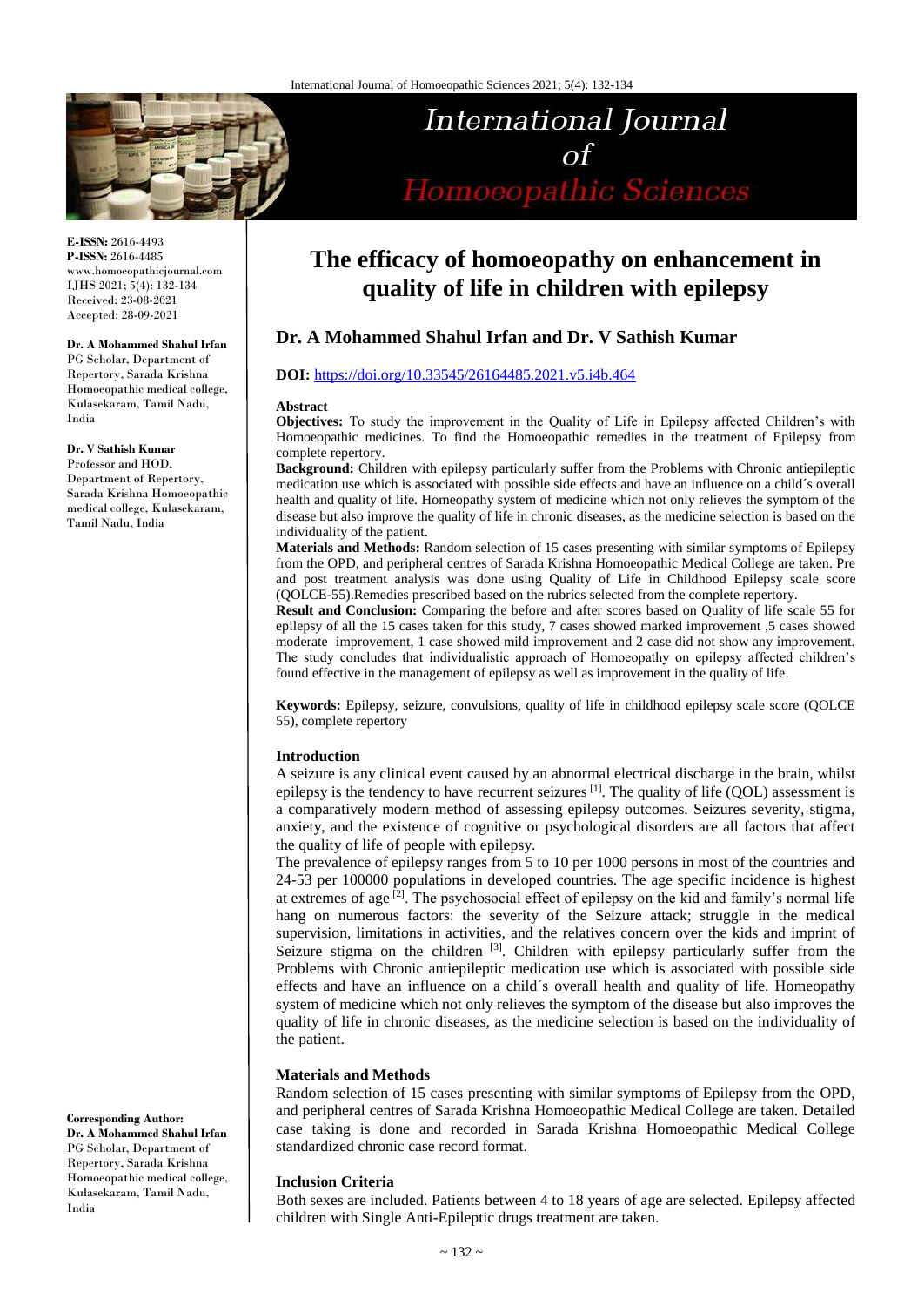# The efficacy of homoeopathy on enhancement in quality of life in children with epilepsy

**Dr. A Mohammed Shahul Irfan and Dr. V Sathish Kumar**

**DOI:** https://doi.org/10.33545/26164485.2021.v5.i4b.464

**E-ISSN:** 2616-4493
**P-ISSN:** 2616-4485
www.homoeopathicjournal.com
IJHS 2021; 5(4): 132-134
Received: 23-08-2021
Accepted: 28-09-2021

**Dr. A Mohammed Shahul Irfan**
PG Scholar, Department of Repertory, Sarada Krishna Homoeopathic medical college, Kulasekaram, Tamil Nadu, India

**Dr. V Sathish Kumar**
Professor and HOD, Department of Repertory, Sarada Krishna Homoeopathic medical college, Kulasekaram, Tamil Nadu, India

**Corresponding Author:**
**Dr. A Mohammed Shahul Irfan**
PG Scholar, Department of Repertory, Sarada Krishna Homoeopathic medical college, Kulasekaram, Tamil Nadu, India

## Abstract

**Objectives:** To study the improvement in the Quality of Life in Epilepsy affected Children's with Homoeopathic medicines. To find the Homoeopathic remedies in the treatment of Epilepsy from complete repertory.

**Background:** Children with epilepsy particularly suffer from the Problems with Chronic antiepileptic medication use which is associated with possible side effects and have an influence on a child´s overall health and quality of life. Homeopathy system of medicine which not only relieves the symptom of the disease but also improve the quality of life in chronic diseases, as the medicine selection is based on the individuality of the patient.

**Materials and Methods:** Random selection of 15 cases presenting with similar symptoms of Epilepsy from the OPD, and peripheral centres of Sarada Krishna Homoeopathic Medical College are taken. Pre and post treatment analysis was done using Quality of Life in Childhood Epilepsy scale score (QOLCE-55).Remedies prescribed based on the rubrics selected from the complete repertory.

**Result and Conclusion:** Comparing the before and after scores based on Quality of life scale 55 for epilepsy of all the 15 cases taken for this study, 7 cases showed marked improvement ,5 cases showed moderate improvement, 1 case showed mild improvement and 2 case did not show any improvement. The study concludes that individualistic approach of Homoeopathy on epilepsy affected children's found effective in the management of epilepsy as well as improvement in the quality of life.

**Keywords:** Epilepsy, seizure, convulsions, quality of life in childhood epilepsy scale score (QOLCE 55), complete repertory

## Introduction

A seizure is any clinical event caused by an abnormal electrical discharge in the brain, whilst epilepsy is the tendency to have recurrent seizures [1]. The quality of life (QOL) assessment is a comparatively modern method of assessing epilepsy outcomes. Seizures severity, stigma, anxiety, and the existence of cognitive or psychological disorders are all factors that affect the quality of life of people with epilepsy.

The prevalence of epilepsy ranges from 5 to 10 per 1000 persons in most of the countries and 24-53 per 100000 populations in developed countries. The age specific incidence is highest at extremes of age [2]. The psychosocial effect of epilepsy on the kid and family's normal life hang on numerous factors: the severity of the Seizure attack; struggle in the medical supervision, limitations in activities, and the relatives concern over the kids and imprint of Seizure stigma on the children [3]. Children with epilepsy particularly suffer from the Problems with Chronic antiepileptic medication use which is associated with possible side effects and have an influence on a child´s overall health and quality of life. Homeopathy system of medicine which not only relieves the symptom of the disease but also improves the quality of life in chronic diseases, as the medicine selection is based on the individuality of the patient.

## Materials and Methods

Random selection of 15 cases presenting with similar symptoms of Epilepsy from the OPD, and peripheral centres of Sarada Krishna Homoeopathic Medical College are taken. Detailed case taking is done and recorded in Sarada Krishna Homoeopathic Medical College standardized chronic case record format.

### Inclusion Criteria

Both sexes are included. Patients between 4 to 18 years of age are selected. Epilepsy affected children with Single Anti-Epileptic drugs treatment are taken.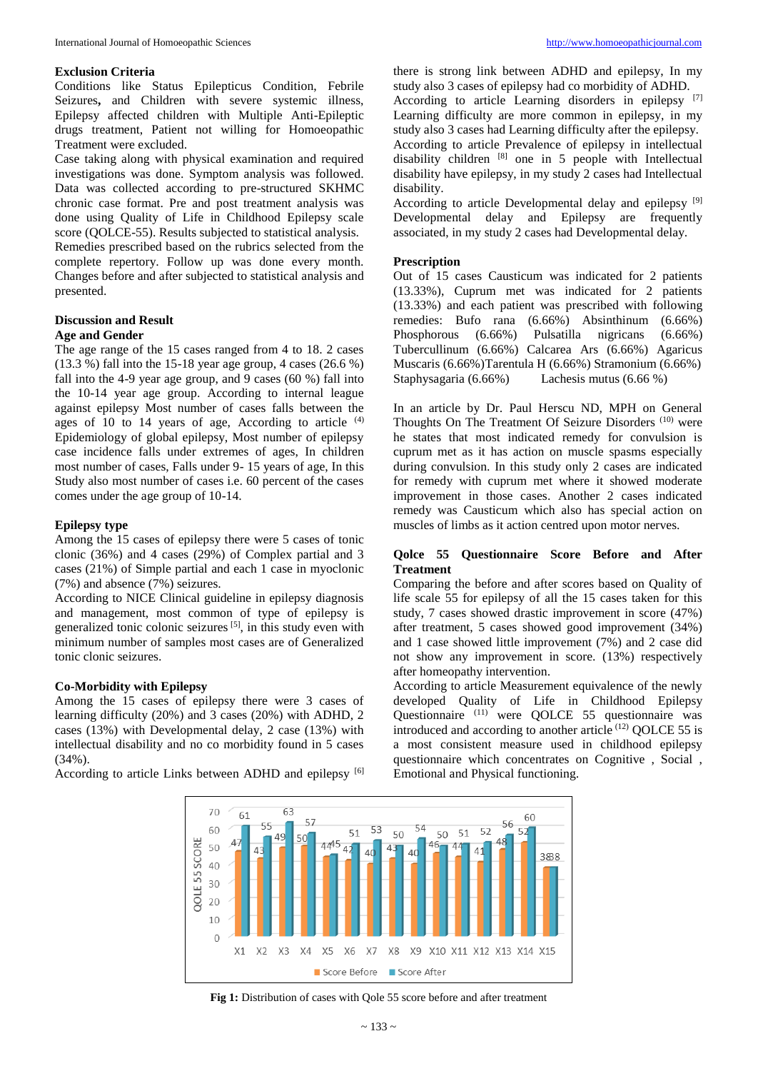### Exclusion Criteria

Conditions like Status Epilepticus Condition, Febrile Seizures, and Children with severe systemic illness, Epilepsy affected children with Multiple Anti-Epileptic drugs treatment, Patient not willing for Homoeopathic Treatment were excluded.

Case taking along with physical examination and required investigations was done. Symptom analysis was followed. Data was collected according to pre-structured SKHMC chronic case format. Pre and post treatment analysis was done using Quality of Life in Childhood Epilepsy scale score (QOLCE-55). Results subjected to statistical analysis.

Remedies prescribed based on the rubrics selected from the complete repertory. Follow up was done every month. Changes before and after subjected to statistical analysis and presented.

### Discussion and Result

#### Age and Gender

The age range of the 15 cases ranged from 4 to 18. 2 cases (13.3 %) fall into the 15-18 year age group, 4 cases (26.6 %) fall into the 4-9 year age group, and 9 cases (60 %) fall into the 10-14 year age group. According to internal league against epilepsy Most number of cases falls between the ages of 10 to 14 years of age, According to article [4] Epidemiology of global epilepsy, Most number of epilepsy case incidence falls under extremes of ages, In children most number of cases, Falls under 9- 15 years of age, In this Study also most number of cases i.e. 60 percent of the cases comes under the age group of 10-14.

#### Epilepsy type

Among the 15 cases of epilepsy there were 5 cases of tonic clonic (36%) and 4 cases (29%) of Complex partial and 3 cases (21%) of Simple partial and each 1 case in myoclonic (7%) and absence (7%) seizures.

According to NICE Clinical guideline in epilepsy diagnosis and management, most common of type of epilepsy is generalized tonic colonic seizures [5], in this study even with minimum number of samples most cases are of Generalized tonic clonic seizures.

#### Co-Morbidity with Epilepsy

Among the 15 cases of epilepsy there were 3 cases of learning difficulty (20%) and 3 cases (20%) with ADHD, 2 cases (13%) with Developmental delay, 2 case (13%) with intellectual disability and no co morbidity found in 5 cases (34%).

According to article Links between ADHD and epilepsy [6] there is strong link between ADHD and epilepsy, In my study also 3 cases of epilepsy had co morbidity of ADHD.

According to article Learning disorders in epilepsy [7] Learning difficulty are more common in epilepsy, in my study also 3 cases had Learning difficulty after the epilepsy.

According to article Prevalence of epilepsy in intellectual disability children [8] one in 5 people with Intellectual disability have epilepsy, in my study 2 cases had Intellectual disability.

According to article Developmental delay and epilepsy [9] Developmental delay and Epilepsy are frequently associated, in my study 2 cases had Developmental delay.

#### Prescription

Out of 15 cases Causticum was indicated for 2 patients (13.33%), Cuprum met was indicated for 2 patients (13.33%) and each patient was prescribed with following remedies: Bufo rana (6.66%) Absinthinum (6.66%) Phosphorous (6.66%) Pulsatilla nigricans (6.66%) Tubercullinum (6.66%) Calcarea Ars (6.66%) Agaricus Muscaris (6.66%)Tarentula H (6.66%) Stramonium (6.66%) Staphysagaria (6.66%) Lachesis mutus (6.66 %)

In an article by Dr. Paul Herscu ND, MPH on General Thoughts On The Treatment Of Seizure Disorders [10] were he states that most indicated remedy for convulsion is cuprum met as it has action on muscle spasms especially during convulsion. In this study only 2 cases are indicated for remedy with cuprum met where it showed moderate improvement in those cases. Another 2 cases indicated remedy was Causticum which also has special action on muscles of limbs as it action centred upon motor nerves.

#### Qolce 55 Questionnaire Score Before and After Treatment

Comparing the before and after scores based on Quality of life scale 55 for epilepsy of all the 15 cases taken for this study, 7 cases showed drastic improvement in score (47%) after treatment, 5 cases showed good improvement (34%) and 1 case showed little improvement (7%) and 2 case did not show any improvement in score. (13%) respectively after homeopathy intervention.

According to article Measurement equivalence of the newly developed Quality of Life in Childhood Epilepsy Questionnaire [11] were QOLCE 55 questionnaire was introduced and according to another article [12] QOLCE 55 is a most consistent measure used in childhood epilepsy questionnaire which concentrates on Cognitive , Social , Emotional and Physical functioning.

| Case | Score Before | Score After |
|---|---|---|
| X1 | 47 | 61 |
| X2 | 43 | 55 |
| X3 | 49 | 63 |
| X4 | 50 | 57 |
| X5 | 44 | 45 |
| X6 | 42 | 51 |
| X7 | 40 | 53 |
| X8 | 43 | 50 |
| X9 | 40 | 54 |
| X10 | 46 | 50 |
| X11 | 44 | 51 |
| X12 | 41 | 52 |
| X13 | 48 | 56 |
| X14 | 52 | 60 |
| X15 | 38 | 38 |

**Fig 1:** Distribution of cases with Qole 55 score before and after treatment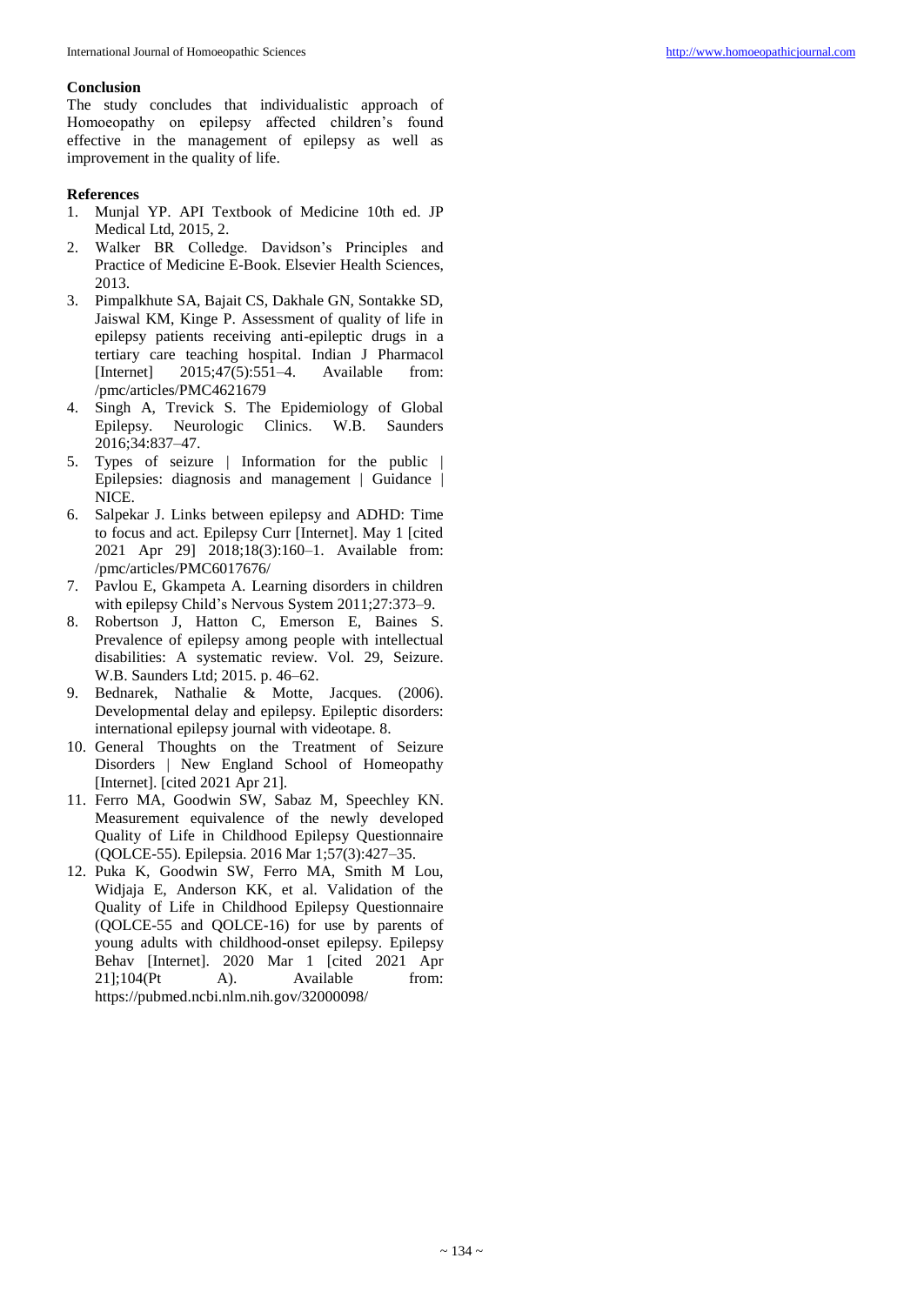## Conclusion

The study concludes that individualistic approach of Homoeopathy on epilepsy affected children's found effective in the management of epilepsy as well as improvement in the quality of life.

## References

1. Munjal YP. API Textbook of Medicine 10th ed. JP Medical Ltd, 2015, 2.
2. Walker BR Colledge. Davidson's Principles and Practice of Medicine E-Book. Elsevier Health Sciences, 2013.
3. Pimpalkhute SA, Bajait CS, Dakhale GN, Sontakke SD, Jaiswal KM, Kinge P. Assessment of quality of life in epilepsy patients receiving anti-epileptic drugs in a tertiary care teaching hospital. Indian J Pharmacol [Internet] 2015;47(5):551–4. Available from: /pmc/articles/PMC4621679
4. Singh A, Trevick S. The Epidemiology of Global Epilepsy. Neurologic Clinics. W.B. Saunders 2016;34:837–47.
5. Types of seizure | Information for the public | Epilepsies: diagnosis and management | Guidance | NICE.
6. Salpekar J. Links between epilepsy and ADHD: Time to focus and act. Epilepsy Curr [Internet]. May 1 [cited 2021 Apr 29] 2018;18(3):160–1. Available from: /pmc/articles/PMC6017676/
7. Pavlou E, Gkampeta A. Learning disorders in children with epilepsy Child's Nervous System 2011;27:373–9.
8. Robertson J, Hatton C, Emerson E, Baines S. Prevalence of epilepsy among people with intellectual disabilities: A systematic review. Vol. 29, Seizure. W.B. Saunders Ltd; 2015. p. 46–62.
9. Bednarek, Nathalie & Motte, Jacques. (2006). Developmental delay and epilepsy. Epileptic disorders: international epilepsy journal with videotape. 8.
10. General Thoughts on the Treatment of Seizure Disorders | New England School of Homeopathy [Internet]. [cited 2021 Apr 21].
11. Ferro MA, Goodwin SW, Sabaz M, Speechley KN. Measurement equivalence of the newly developed Quality of Life in Childhood Epilepsy Questionnaire (QOLCE-55). Epilepsia. 2016 Mar 1;57(3):427–35.
12. Puka K, Goodwin SW, Ferro MA, Smith M Lou, Widjaja E, Anderson KK, et al. Validation of the Quality of Life in Childhood Epilepsy Questionnaire (QOLCE-55 and QOLCE-16) for use by parents of young adults with childhood-onset epilepsy. Epilepsy Behav [Internet]. 2020 Mar 1 [cited 2021 Apr 21];104(Pt A). Available from: https://pubmed.ncbi.nlm.nih.gov/32000098/